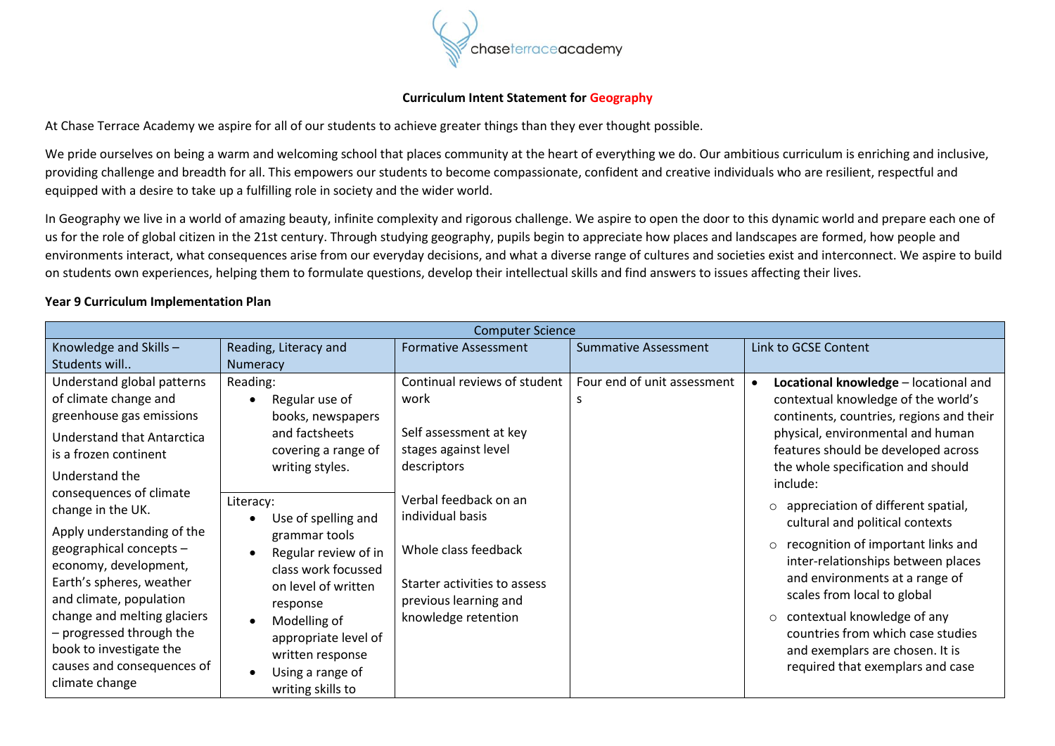**Curriculum Intent Statement for Geography**

At Chase Terrace Academy we aspire for all of our students to achieve greater things than they ever thought possible.

We pride ourselves on being a warm and welcoming school that places community at the heart of everything we do. Our ambitious curriculum is enriching and inclusive, providing challenge and breadth for all. This empowers our students to become compassionate, confident and creative individuals who are resilient, respectful and equipped with a desire to take up a fulfilling role in society and the wider world.

In Geography we live in a world of amazing beauty, infinite complexity and rigorous challenge. We aspire to open the door to this dynamic world and prepare each one of us for the role of global citizen in the 21st century. Through studying geography, pupils begin to appreciate how places and landscapes are formed, how people and environments interact, what consequences arise from our everyday decisions, and what a diverse range of cultures and societies exist and interconnect. We aspire to build on students own experiences, helping them to formulate questions, develop their intellectual skills and find answers to issues affecting their lives.

**Year 9 Curriculum Implementation Plan**

| Computer Science | | | | |
|---|---|---|---|---|
| Knowledge and Skills – Students will.. | Reading, Literacy and Numeracy | Formative Assessment | Summative Assessment | Link to GCSE Content |
| Understand global patterns of climate change and greenhouse gas emissions<br><br>Understand that Antarctica is a frozen continent<br><br>Understand the consequences of climate change in the UK.<br><br>Apply understanding of the geographical concepts – economy, development, Earth's spheres, weather and climate, population change and melting glaciers – progressed through the book to investigate the causes and consequences of climate change | Reading:<br>• Regular use of books, newspapers and factsheets covering a range of writing styles.<br><br>Literacy:<br>• Use of spelling and grammar tools<br>• Regular review of in class work focussed on level of written response<br>• Modelling of appropriate level of written response<br>• Using a range of writing skills to | Continual reviews of student work<br><br>Self assessment at key stages against level descriptors<br><br>Verbal feedback on an individual basis<br><br>Whole class feedback<br><br>Starter activities to assess previous learning and knowledge retention | Four end of unit assessments | • **Locational knowledge** – locational and contextual knowledge of the world's continents, countries, regions and their physical, environmental and human features should be developed across the whole specification and should include:<br>  ○ appreciation of different spatial, cultural and political contexts<br>  ○ recognition of important links and inter-relationships between places and environments at a range of scales from local to global<br>  ○ contextual knowledge of any countries from which case studies and exemplars are chosen. It is required that exemplars and case |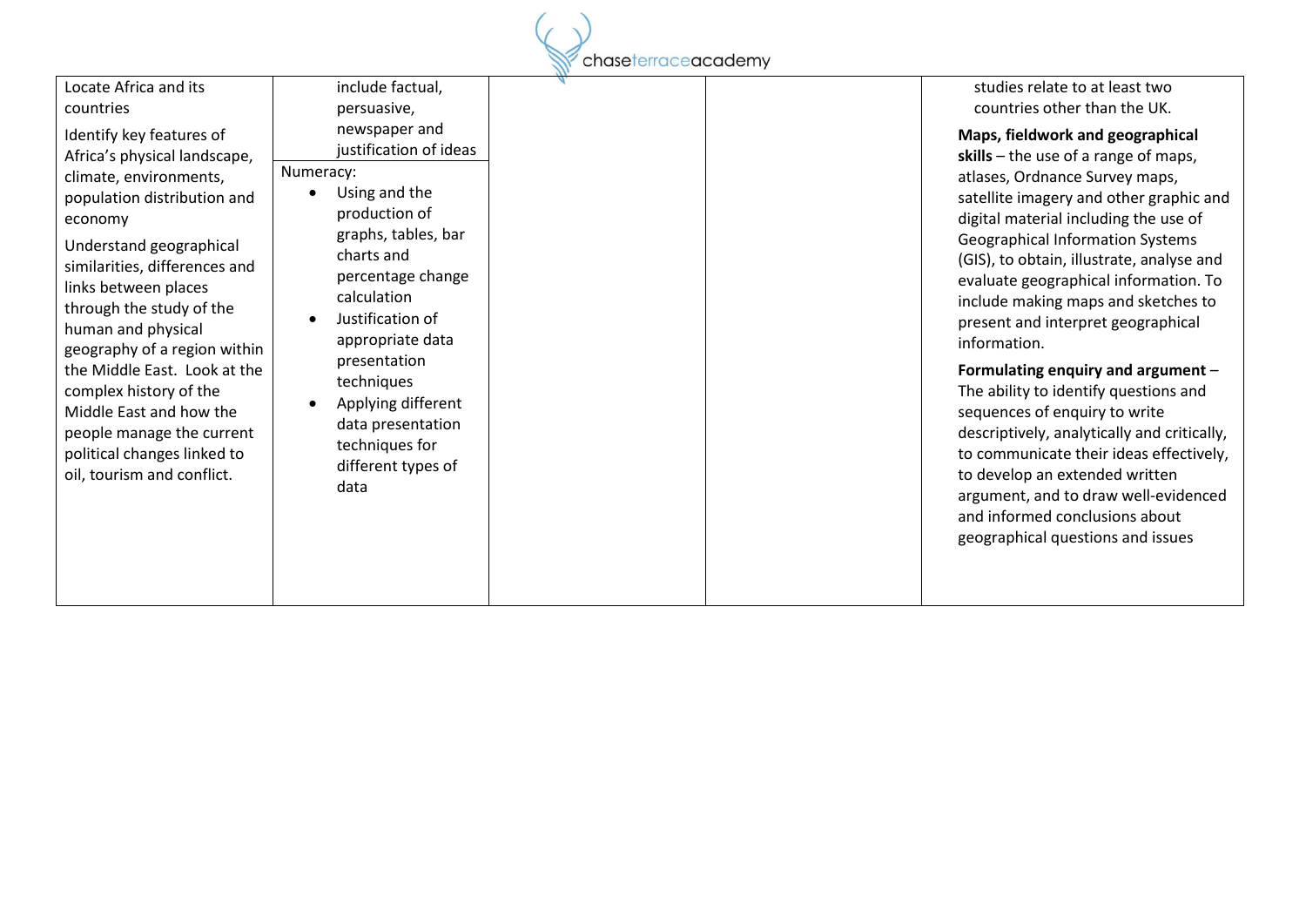| | | | | |
|---|---|---|---|---|
| Locate Africa and its countries<br><br>Identify key features of Africa's physical landscape, climate, environments, population distribution and economy<br><br>Understand geographical similarities, differences and links between places through the study of the human and physical geography of a region within the Middle East. Look at the complex history of the Middle East and how the people manage the current political changes linked to oil, tourism and conflict. | include factual, persuasive, newspaper and justification of ideas<br><br>Numeracy:<br>• Using and the production of graphs, tables, bar charts and percentage change calculation<br>• Justification of appropriate data presentation techniques<br>• Applying different data presentation techniques for different types of data | | | studies relate to at least two countries other than the UK.<br><br>**Maps, fieldwork and geographical skills** – the use of a range of maps, atlases, Ordnance Survey maps, satellite imagery and other graphic and digital material including the use of Geographical Information Systems (GIS), to obtain, illustrate, analyse and evaluate geographical information. To include making maps and sketches to present and interpret geographical information.<br><br>**Formulating enquiry and argument** – The ability to identify questions and sequences of enquiry to write descriptively, analytically and critically, to communicate their ideas effectively, to develop an extended written argument, and to draw well-evidenced and informed conclusions about geographical questions and issues |